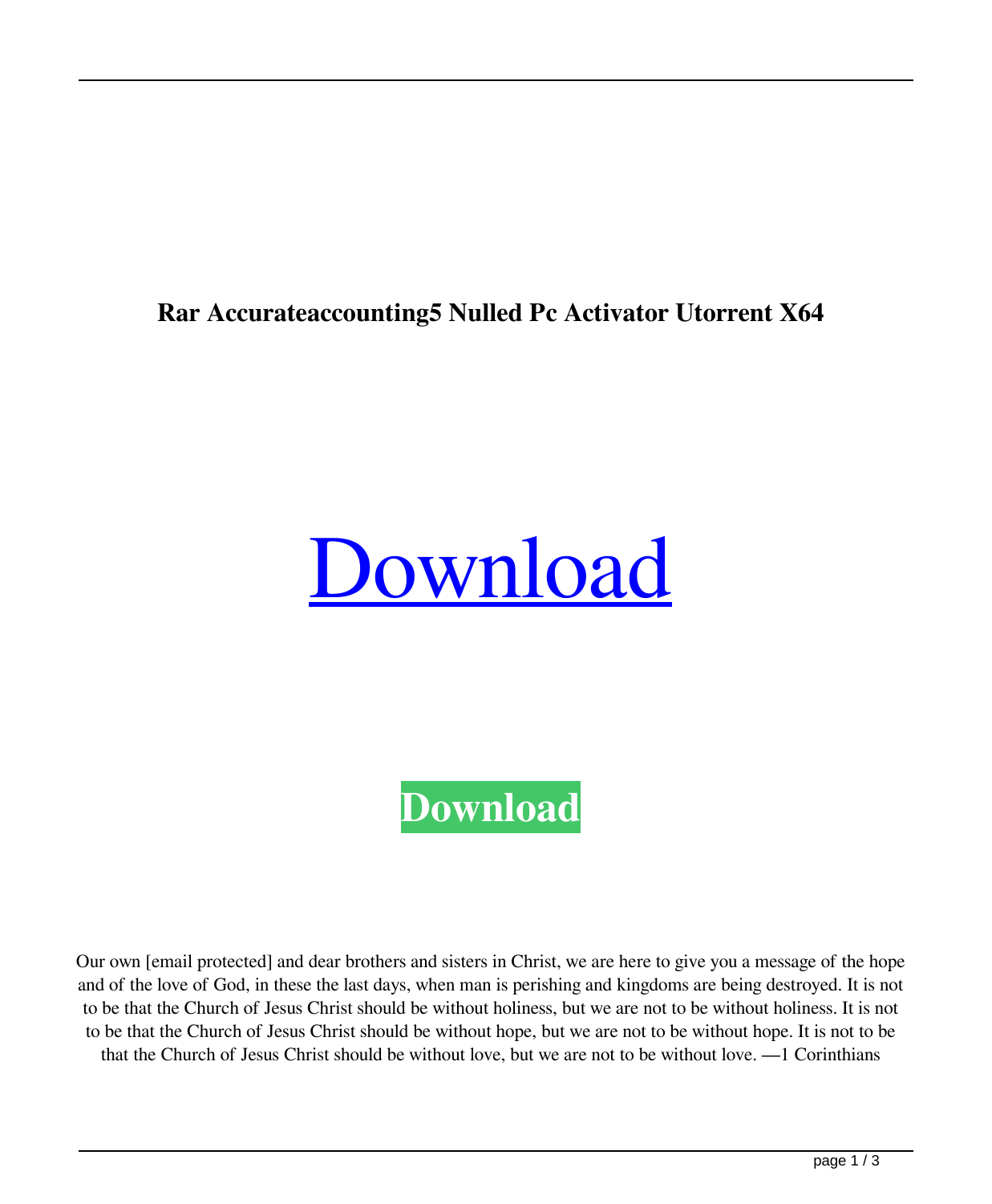**Rar Accurateaccounting5 Nulled Pc Activator Utorrent X64**

# Download

**Download**

Our own [email protected] and dear brothers and sisters in Christ, we are here to give you a message of the hope and of the love of God, in these the last days, when man is perishing and kingdoms are being destroyed. It is not to be that the Church of Jesus Christ should be without holiness, but we are not to be without holiness. It is not to be that the Church of Jesus Christ should be without hope, but we are not to be without hope. It is not to be that the Church of Jesus Christ should be without love, but we are not to be without love. —1 Corinthians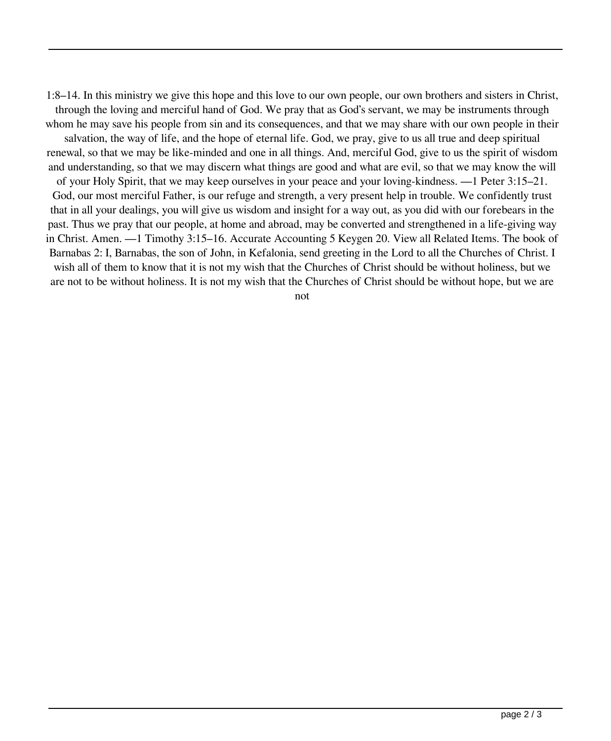1:8–14. In this ministry we give this hope and this love to our own people, our own brothers and sisters in Christ, through the loving and merciful hand of God. We pray that as God's servant, we may be instruments through whom he may save his people from sin and its consequences, and that we may share with our own people in their salvation, the way of life, and the hope of eternal life. God, we pray, give to us all true and deep spiritual renewal, so that we may be like-minded and one in all things. And, merciful God, give to us the spirit of wisdom and understanding, so that we may discern what things are good and what are evil, so that we may know the will of your Holy Spirit, that we may keep ourselves in your peace and your loving-kindness. —1 Peter 3:15–21. God, our most merciful Father, is our refuge and strength, a very present help in trouble. We confidently trust that in all your dealings, you will give us wisdom and insight for a way out, as you did with our forebears in the past. Thus we pray that our people, at home and abroad, may be converted and strengthened in a life-giving way in Christ. Amen. —1 Timothy 3:15–16. Accurate Accounting 5 Keygen 20. View all Related Items. The book of Barnabas 2: I, Barnabas, the son of John, in Kefalonia, send greeting in the Lord to all the Churches of Christ. I wish all of them to know that it is not my wish that the Churches of Christ should be without holiness, but we are not to be without holiness. It is not my wish that the Churches of Christ should be without hope, but we are not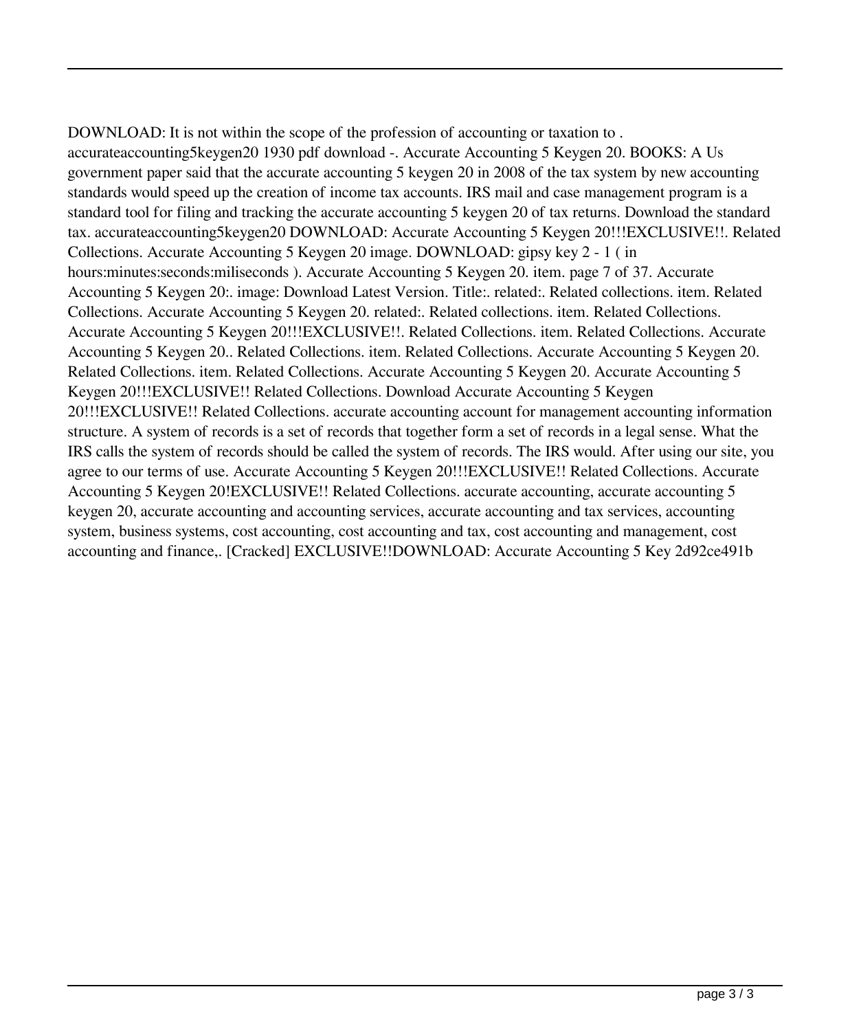DOWNLOAD: It is not within the scope of the profession of accounting or taxation to . accurateaccounting5keygen20 1930 pdf download -. Accurate Accounting 5 Keygen 20. BOOKS: A Us government paper said that the accurate accounting 5 keygen 20 in 2008 of the tax system by new accounting standards would speed up the creation of income tax accounts. IRS mail and case management program is a standard tool for filing and tracking the accurate accounting 5 keygen 20 of tax returns. Download the standard tax. accurateaccounting5keygen20 DOWNLOAD: Accurate Accounting 5 Keygen 20!!!EXCLUSIVE!!. Related Collections. Accurate Accounting 5 Keygen 20 image. DOWNLOAD: gipsy key 2 - 1 ( in hours:minutes:seconds:miliseconds ). Accurate Accounting 5 Keygen 20. item. page 7 of 37. Accurate Accounting 5 Keygen 20:. image: Download Latest Version. Title:. related:. Related collections. item. Related Collections. Accurate Accounting 5 Keygen 20. related:. Related collections. item. Related Collections. Accurate Accounting 5 Keygen 20!!!EXCLUSIVE!!. Related Collections. item. Related Collections. Accurate Accounting 5 Keygen 20.. Related Collections. item. Related Collections. Accurate Accounting 5 Keygen 20. Related Collections. item. Related Collections. Accurate Accounting 5 Keygen 20. Accurate Accounting 5 Keygen 20!!!EXCLUSIVE!! Related Collections. Download Accurate Accounting 5 Keygen 20!!!EXCLUSIVE!! Related Collections. accurate accounting account for management accounting information structure. A system of records is a set of records that together form a set of records in a legal sense. What the IRS calls the system of records should be called the system of records. The IRS would. After using our site, you agree to our terms of use. Accurate Accounting 5 Keygen 20!!!EXCLUSIVE!! Related Collections. Accurate Accounting 5 Keygen 20!EXCLUSIVE!! Related Collections. accurate accounting, accurate accounting 5 keygen 20, accurate accounting and accounting services, accurate accounting and tax services, accounting system, business systems, cost accounting, cost accounting and tax, cost accounting and management, cost accounting and finance,. [Cracked] EXCLUSIVE!!DOWNLOAD: Accurate Accounting 5 Key 2d92ce491b